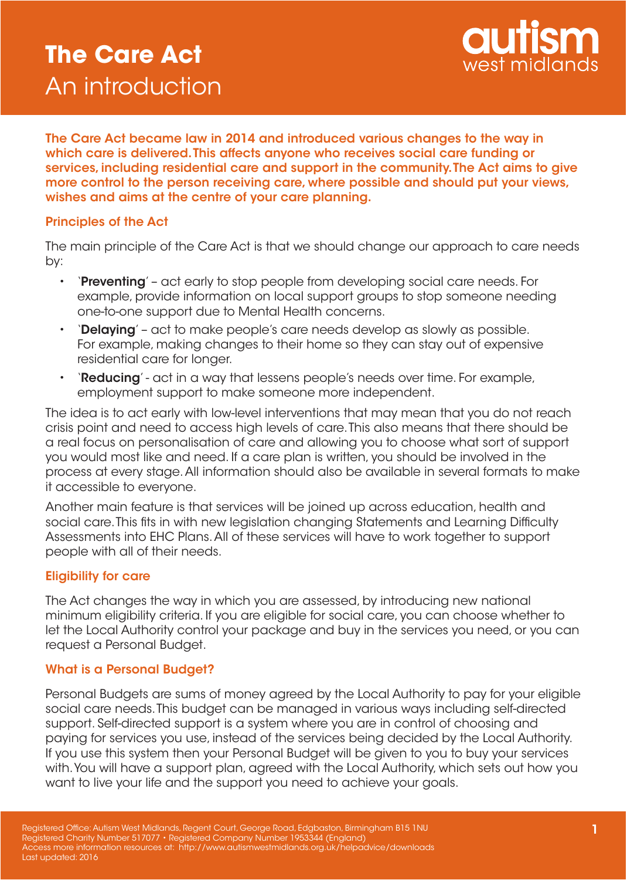# The Care Act
## An introduction

**The Care Act became law in 2014 and introduced various changes to the way in which care is delivered. This affects anyone who receives social care funding or services, including residential care and support in the community. The Act aims to give more control to the person receiving care, where possible and should put your views, wishes and aims at the centre of your care planning.**

### Principles of the Act

The main principle of the Care Act is that we should change our approach to care needs by:

- '**Preventing**' – act early to stop people from developing social care needs. For example, provide information on local support groups to stop someone needing one-to-one support due to Mental Health concerns.
- '**Delaying**' – act to make people's care needs develop as slowly as possible. For example, making changes to their home so they can stay out of expensive residential care for longer.
- '**Reducing**' - act in a way that lessens people's needs over time. For example, employment support to make someone more independent.

The idea is to act early with low-level interventions that may mean that you do not reach crisis point and need to access high levels of care. This also means that there should be a real focus on personalisation of care and allowing you to choose what sort of support you would most like and need. If a care plan is written, you should be involved in the process at every stage. All information should also be available in several formats to make it accessible to everyone.

Another main feature is that services will be joined up across education, health and social care. This fits in with new legislation changing Statements and Learning Difficulty Assessments into EHC Plans. All of these services will have to work together to support people with all of their needs.

### Eligibility for care

The Act changes the way in which you are assessed, by introducing new national minimum eligibility criteria. If you are eligible for social care, you can choose whether to let the Local Authority control your package and buy in the services you need, or you can request a Personal Budget.

### What is a Personal Budget?

Personal Budgets are sums of money agreed by the Local Authority to pay for your eligible social care needs. This budget can be managed in various ways including self-directed support. Self-directed support is a system where you are in control of choosing and paying for services you use, instead of the services being decided by the Local Authority. If you use this system then your Personal Budget will be given to you to buy your services with. You will have a support plan, agreed with the Local Authority, which sets out how you want to live your life and the support you need to achieve your goals.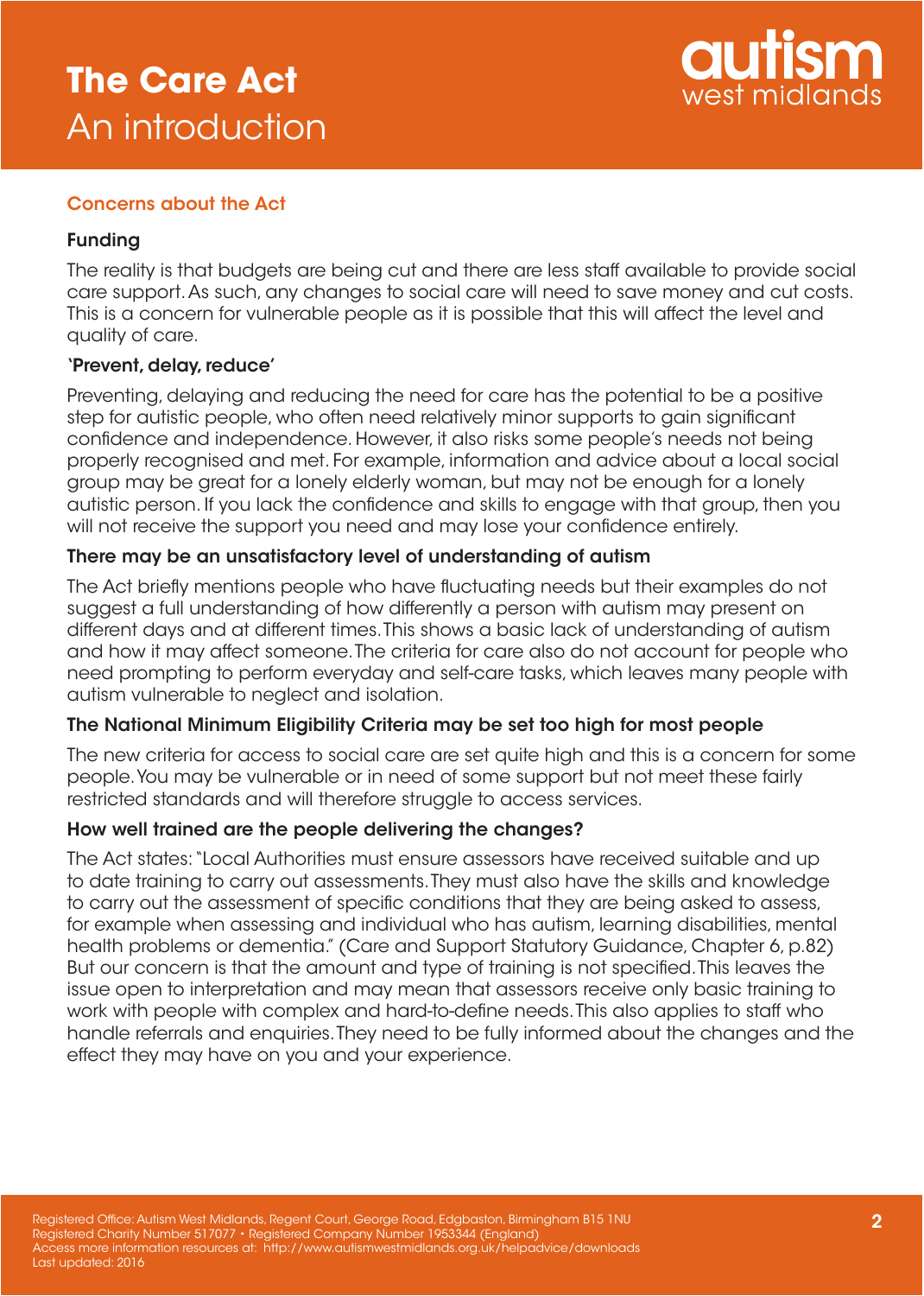# The Care Act
An introduction

## Concerns about the Act

### Funding

The reality is that budgets are being cut and there are less staff available to provide social care support. As such, any changes to social care will need to save money and cut costs. This is a concern for vulnerable people as it is possible that this will affect the level and quality of care.

### 'Prevent, delay, reduce'

Preventing, delaying and reducing the need for care has the potential to be a positive step for autistic people, who often need relatively minor supports to gain significant confidence and independence. However, it also risks some people's needs not being properly recognised and met. For example, information and advice about a local social group may be great for a lonely elderly woman, but may not be enough for a lonely autistic person. If you lack the confidence and skills to engage with that group, then you will not receive the support you need and may lose your confidence entirely.

### There may be an unsatisfactory level of understanding of autism

The Act briefly mentions people who have fluctuating needs but their examples do not suggest a full understanding of how differently a person with autism may present on different days and at different times. This shows a basic lack of understanding of autism and how it may affect someone. The criteria for care also do not account for people who need prompting to perform everyday and self-care tasks, which leaves many people with autism vulnerable to neglect and isolation.

### The National Minimum Eligibility Criteria may be set too high for most people

The new criteria for access to social care are set quite high and this is a concern for some people. You may be vulnerable or in need of some support but not meet these fairly restricted standards and will therefore struggle to access services.

### How well trained are the people delivering the changes?

The Act states: "Local Authorities must ensure assessors have received suitable and up to date training to carry out assessments. They must also have the skills and knowledge to carry out the assessment of specific conditions that they are being asked to assess, for example when assessing and individual who has autism, learning disabilities, mental health problems or dementia." (Care and Support Statutory Guidance, Chapter 6, p.82) But our concern is that the amount and type of training is not specified. This leaves the issue open to interpretation and may mean that assessors receive only basic training to work with people with complex and hard-to-define needs. This also applies to staff who handle referrals and enquiries. They need to be fully informed about the changes and the effect they may have on you and your experience.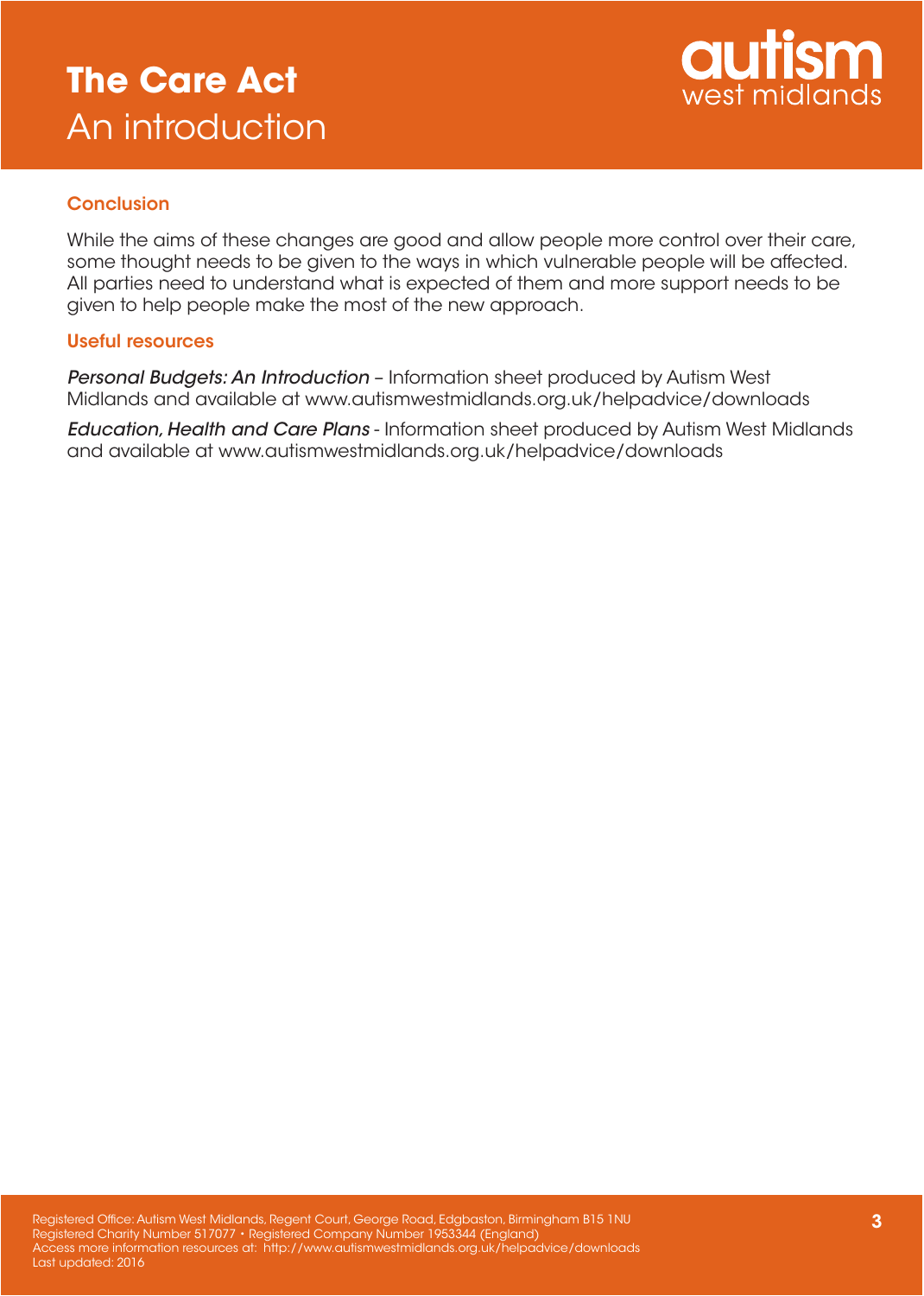## Conclusion

While the aims of these changes are good and allow people more control over their care, some thought needs to be given to the ways in which vulnerable people will be affected. All parties need to understand what is expected of them and more support needs to be given to help people make the most of the new approach.

## Useful resources

*Personal Budgets: An Introduction* – Information sheet produced by Autism West Midlands and available at www.autismwestmidlands.org.uk/helpadvice/downloads

*Education, Health and Care Plans* - Information sheet produced by Autism West Midlands and available at www.autismwestmidlands.org.uk/helpadvice/downloads